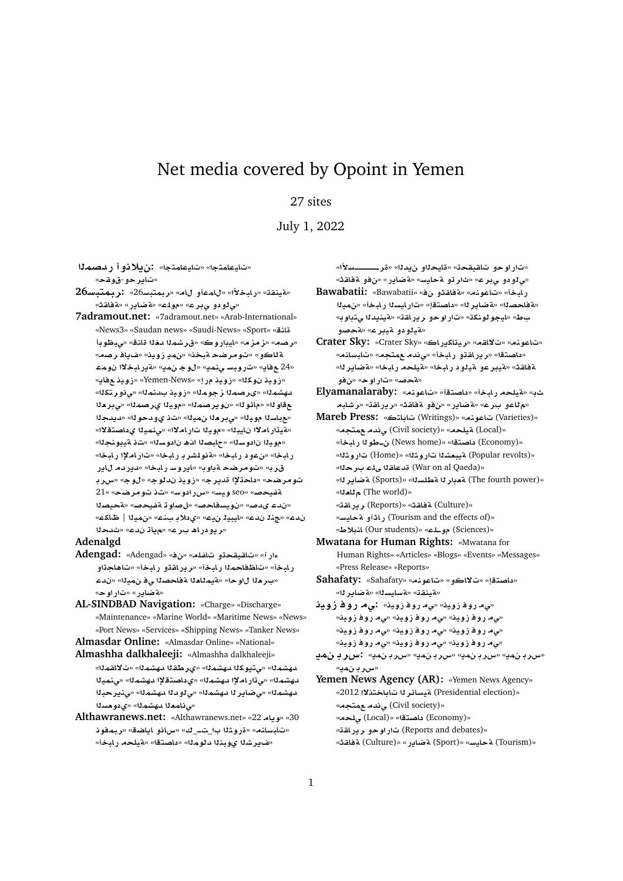# Net media covered by Opoint in Yemen

27 sites

July 1, 2022

**المصدر أونلاين:** «اجتماعيات» «اجتماعيات» «حقوق-وحريات»

**26سبتمبر:** «26سبتمبر» «مال وأعمال» «الأخبار» «تقنية» «ثقافة» «رياضة» «علوم» «عربي ودولي»

**7adramout.net:** «7adramout.net» «Arab-International» «News3» «Saudan news» «Saudi-News» «Sport» «قناة أبوظبي» «قناة الغد المشرق» «كورونا» «مزمز» «مصر» «مصر فايف» «نيوز يمن» «نخبة حضرموت» «وكالة الأخبار العبرية» «يمن سبورت» «يمن نيوز» «يافع 24» «Yemen-News» «إرم نيوز» «الكون نيوز» «التكنولوجي» «المنتخب نيوز» «الموجز المصري» «المشهد» «العربي» «المصري اليوم» «المصريون» «النام» «الواقع» «الجديد» «الوحدوي نت» «اليمن العربي» «اليوم السابع» «الاقتصادي اليمني» «الامارات اليوم» «البيان الاماراتية» «الجنوبية نت» «السودان هذا الصباح» «السودان اليوم» «اخبار الإمارات» «اخبار برشلونة» «اخبار دوعن» «ريال مدريد» «اخبار سوريا» «بوابة حضرموت» «برق حضرموت» «برس» «جول» «جولدن نيوز» «جريدة الإتحاد» «حضرموت 21» «حضرموت نت» «سيو» «سودارس» «seo» «صحيفة» «صحيفة وتواصل» «الصحفيون» «عدن» «عكاظ | اليمن» «عدن بلادي» «عدن ليبيا» «عدن لنج» «الحدث» «عرب هاردبوري» «عدن تايم»

**Adenalgd**

**Adengad:** «Adengad» «فن» «آراء تحقيقات وملفات» «أخبار وتقارير» «أخبار المحافظات» «واجهات» «عدن» «اليمن في الصحافة العالمية» «العرب» «حوارات» «رياضة»

**AL-SINDBAD Navigation:** «Charge» «Discharge» «Maintenance» «Marine World» «Maritime News» «News» «Port News» «Services» «Shipping News» «Tanker News»

**Almasdar Online:** «Almasdar Online» «National»

**Almashha dalkhaleeji:** «Almashha dalkhaleeji» «المشهد الكويتي» «المشهد القطري» «المقالات» «المشهد اليمني» «المشهد الإماراتي» «المشهد الاقتصادي» «المشهد الرياضي» «المشهد الدولي» «المشهد البحريني» «المشهد السعودي» «المشهد العماني»

**Althawranews.net:** «Althawranews.net» «22 مايو» «30 نوفمبر» «قضايا وناس» «كتـاب الـثورة» «إنسانيات» «أخبار محلية» «اقتصاد» «المولد النبوي الشريف» «الأســـــرة» «الدين والحياة» «تحقيقات وحوارات» «ثقافة» «فن» «رياضة» «سياحة وتراث» «عربي ودولي»

**Bawabatii:** «Bawabatii» «فن وثقافة» «منوعات» «أخبار» «اليمن» «أخبار السيارات» «إقتصاد» «الرياضة» «الصحافة» «بوابة الدين» «تقارير وحوارات» «تكنولوجيا» «طب وصحة» «عربية ودولية»

**Crater Sky:** «Crater Sky» «كاريكاتير» «مقالات» «منوعات» «إنسانيات» «مجتمع مدني» «أخبار وتقارير» «اقتصاد» «الرياضة» «أخبار محلية» «أخبار دولية وعربية» «ثقافة» «صحة» «حوارات» «فن»

**Elyamanalaraby:** «منوعات» «اقتصاد» «أخبار محلية» «بث مباشر» «تقارير» «ثقافة وفن» «رياضة» «عرب وعالم»

**Mareb Press:** «كتابات (Writings)» «منوعات (Varieties)» «مجتمع مدني (Civil society)» «محلية (Local)» «اقتصاد (Economy)» «أخبار الـ (News home)» «ثورات شعبية (Popular revolts)» «الرئيسة (Home)» «الحرب على القاعدة (War on al Qaeda)» «السلطة الرابعة (The fourth power)» «الرياضة (Sports)» «العالم (The world)» «تقارير (Reports)» «ثقافة (Culture)» «سياحة وآثار (Tourism and the effects of)» «طلابنا (Our students)» «علـوم (Sciences)»

**Mwatana for Human Rights:** «Mwatana for Human Rights» «Articles» «Blogs» «Events» «Messages» «Press Release» «Reports»

**Sahafaty:** «Sahafaty» «منوعات» «وكالات» «اقتصاد» «تقنية» «السياسة» «الرياضة»

**نيوز فور مي:** «نيوز فور مي» «نيوز فور مي» «نيوز فور مي» «نيوز فور مي» «نيوز فور مي» «نيوز فور مي» «نيوز فور مي» «نيوز فور مي» «نيوز فور مي» «نيوز فور مي» «نيوز فور مي» «نيوز فور مي»

**يمن برس:** «يمن برس» «يمن برس» «يمن برس» «يمن برس» «يمن برس»

**Yemen News Agency (AR):** «Yemen News Agency» «الانتخابات الرئاسية 2012 (Presidential election)» «مجتمع مدني (Civil society)» «محلي (Local)» «اقتصاد (Economy)» «تقارير وحوارات (Reports and debates)» «ثقافة (Culture)» «رياضة (Sport)» «سياحة (Tourism)»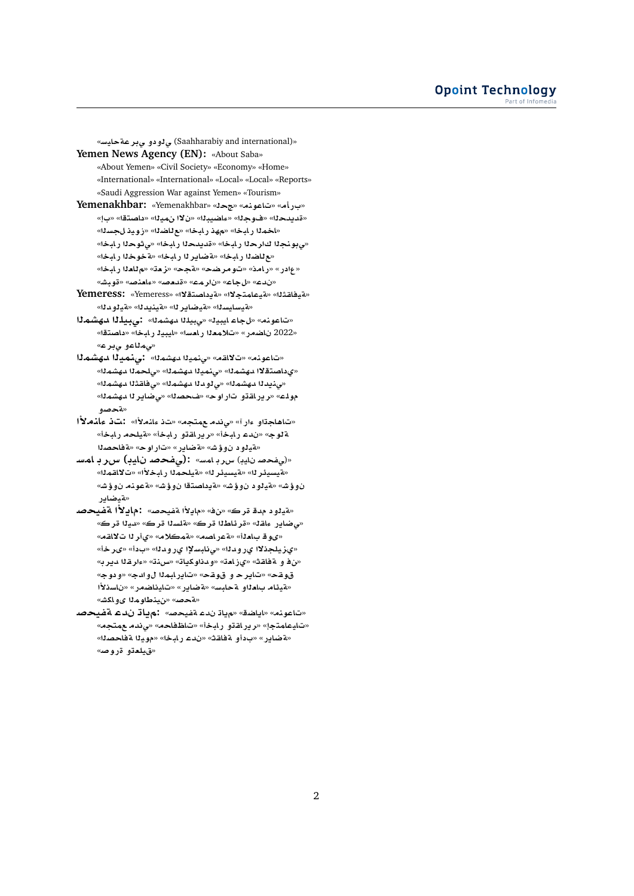«سياحةعربي ودولي (Saahharabiy and international)»

**Yemen News Agency (EN):** «About Saba» «About Yemen» «Civil Society» «Economy» «Home» «International» «International» «Local» «Local» «Reports» «Saudi Aggression War against Yemen» «Tourism»

**Yemenakhbar:** «Yemenakhbar» «حجة» «منوعات» «مأرب» «إب» «اقتصاد» «اليمن الآن» «البيضاء» «الجوف» «الحديدة» «السجل نيوز» «الضالع» «اخبار مهمة» «المخا» «اخبار الحوثي» «اخبار الحديدة» «اخبار الحركات الجنوبى» «اخبار الخوخة» «اخبار الرياضة» «اخبار الضالع» «اخبار العالم» «تعز» «حجة» «حضرموت» «ذمار» «رداع» «شبوة» «صنعاء» «صعدة» «عمران» «عاجل» «عدن»

**Yemeress:** «Yemeress» «الاقتصادية» «الاجتماعية» «الثقافية» «السياسية» «الرياضية» «الدينية» «الدولية»

**المشهد الليبي:** «المشهد الليبي» «ليبيا عاجل» «منوعات» «اقتصاد» «اخبار ليبيا» «اسعار العملات» «رمضان 2022» «عربي وعالمي»

**المشهد اليمني:** «المشهد اليمني» «مقالات» «منوعات» «المشهد المحلي» «المشهد اليمني» «المشهد الاقتصادي» «المشهد الثقافي» «المشهد الدولي» «المشهد الديني» «المشهد الرياضي» «الصحف» «حوارات وتقارير» «علوم وصحة»

**الأمناء نت:** «الأمناء نت» «مجتمع مدني» «آراء واتجاهات» «أخبار محلية» «أخبار وتقارير» «أخبار عدن» «جولة الصحافة» «حوارات» «رياضة» «شؤون دولية»

**سما برس (بيان صحفي):** «سما برس (بيان صحفي)» «الرئيسية» «الأخبار المحلية» «مقالات» «شؤون دولية» «شؤون اقتصادية» «شؤون منوعة» «رياضية»

**صحيفة الأيام:** «صحيفة الأيام» «فن» «كرة قدم دولية» «قلم رياضي» «كرة الطائرة» «كرة السلة» «كرة اليد» «العاب قوى» «مصارعة» «ملاكمة» «مقالات رأي» «الدوري الانجليزي» «الدوري الإسباني» «أدب» «أخرى» «ثقافة و فن» «تعازي» «تايكواندو» «تنس» «بريد القراء» «حقوق و حريات» «جدول المباريات» «جودو» «الأسنان» «رمضانيات» «رياضة» «سباحة والعاب مائية» «شكاوى المواطنين» «صحة»

**صحيفة عدن تايم:** «صحيفة عدن تايم» «ضحايا» «منوعات» «مجتمع مدني» «محافظات» «أخبار وتقارير» «إجتماعيات» «الصحافة اليوم» «أخبار عدن» «ثقافة وأدب» «رياضة» «صورة وتعليق»